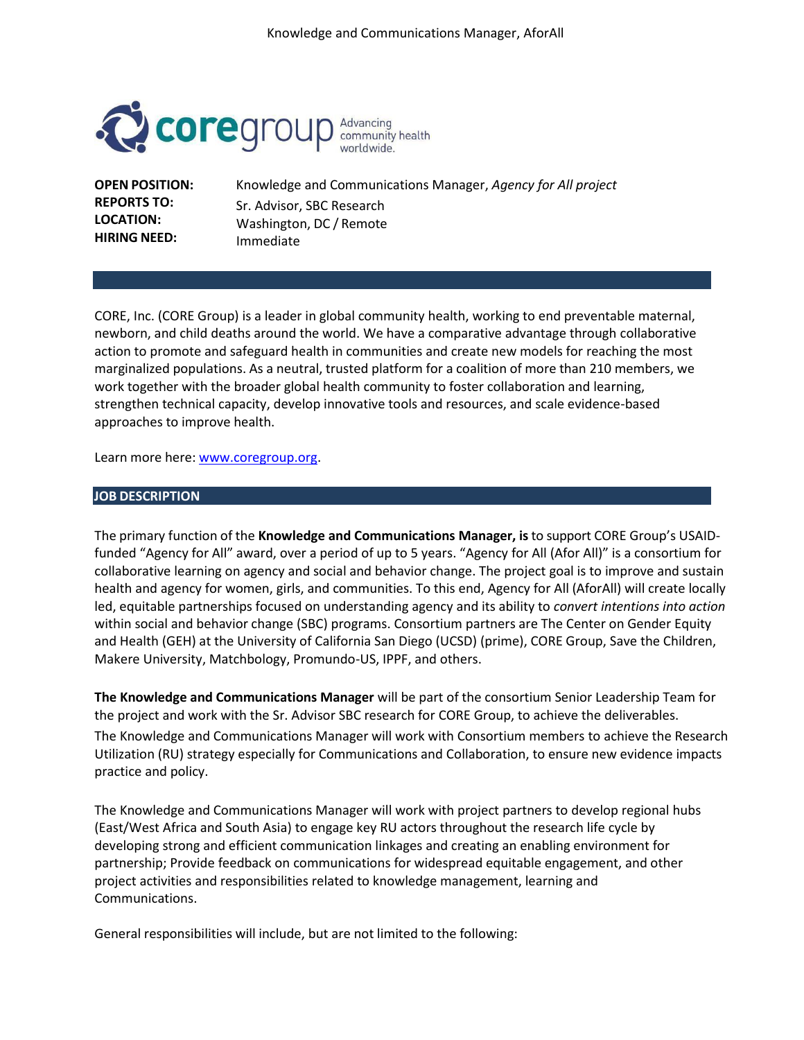| | |
|---|---|
| **OPEN POSITION:** | Knowledge and Communications Manager, *Agency for All project* |
| **REPORTS TO:** | Sr. Advisor, SBC Research |
| **LOCATION:** | Washington, DC / Remote |
| **HIRING NEED:** | Immediate |

CORE, Inc. (CORE Group) is a leader in global community health, working to end preventable maternal, newborn, and child deaths around the world. We have a comparative advantage through collaborative action to promote and safeguard health in communities and create new models for reaching the most marginalized populations. As a neutral, trusted platform for a coalition of more than 210 members, we work together with the broader global health community to foster collaboration and learning, strengthen technical capacity, develop innovative tools and resources, and scale evidence-based approaches to improve health.

Learn more here: [www.coregroup.org](http://www.coregroup.org).

## JOB DESCRIPTION

The primary function of the **Knowledge and Communications Manager, is** to support CORE Group's USAID-funded "Agency for All" award, over a period of up to 5 years. "Agency for All (Afor All)" is a consortium for collaborative learning on agency and social and behavior change. The project goal is to improve and sustain health and agency for women, girls, and communities. To this end, Agency for All (AforAll) will create locally led, equitable partnerships focused on understanding agency and its ability to *convert intentions into action* within social and behavior change (SBC) programs. Consortium partners are The Center on Gender Equity and Health (GEH) at the University of California San Diego (UCSD) (prime), CORE Group, Save the Children, Makere University, Matchbology, Promundo-US, IPPF, and others.

**The Knowledge and Communications Manager** will be part of the consortium Senior Leadership Team for the project and work with the Sr. Advisor SBC research for CORE Group, to achieve the deliverables.

The Knowledge and Communications Manager will work with Consortium members to achieve the Research Utilization (RU) strategy especially for Communications and Collaboration, to ensure new evidence impacts practice and policy.

The Knowledge and Communications Manager will work with project partners to develop regional hubs (East/West Africa and South Asia) to engage key RU actors throughout the research life cycle by developing strong and efficient communication linkages and creating an enabling environment for partnership; Provide feedback on communications for widespread equitable engagement, and other project activities and responsibilities related to knowledge management, learning and Communications.

General responsibilities will include, but are not limited to the following: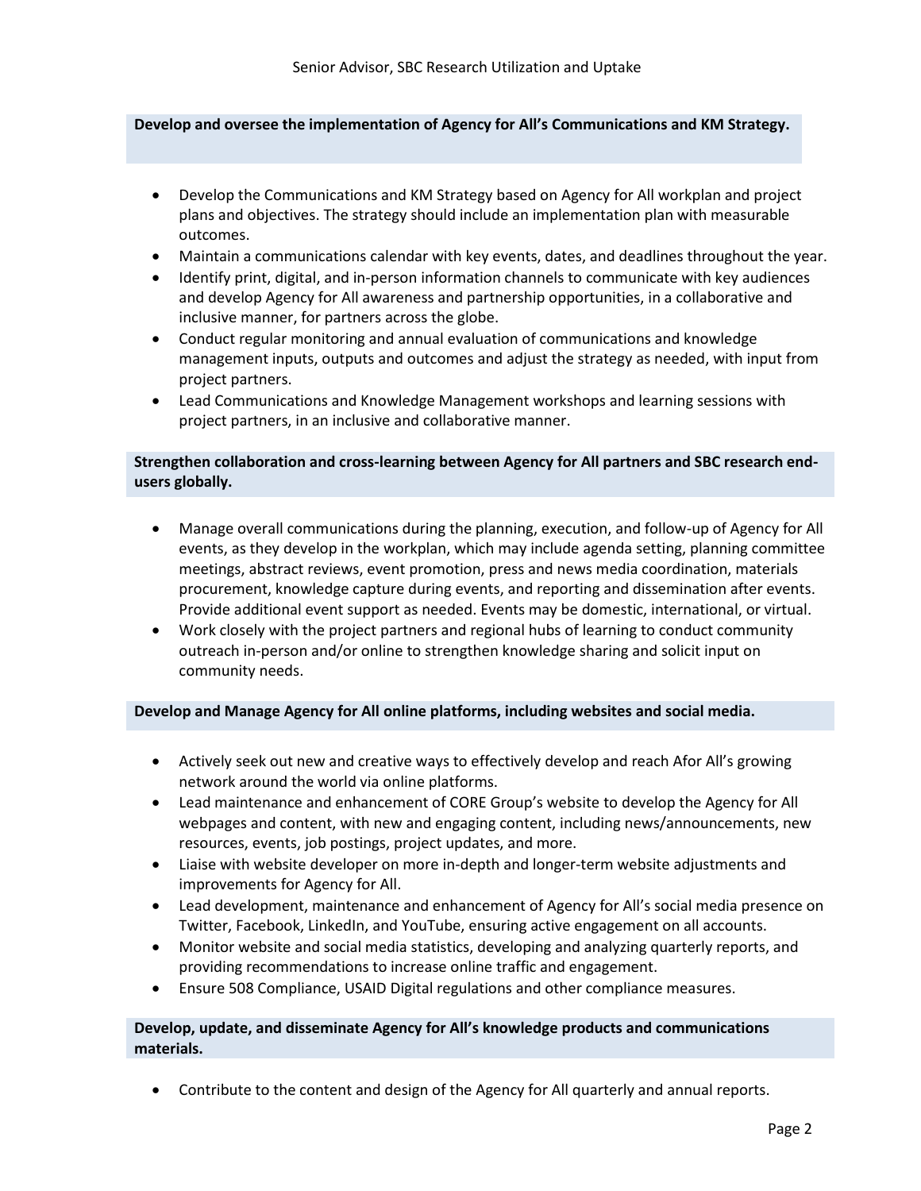**Develop and oversee the implementation of Agency for All's Communications and KM Strategy.**

- Develop the Communications and KM Strategy based on Agency for All workplan and project plans and objectives. The strategy should include an implementation plan with measurable outcomes.
- Maintain a communications calendar with key events, dates, and deadlines throughout the year.
- Identify print, digital, and in-person information channels to communicate with key audiences and develop Agency for All awareness and partnership opportunities, in a collaborative and inclusive manner, for partners across the globe.
- Conduct regular monitoring and annual evaluation of communications and knowledge management inputs, outputs and outcomes and adjust the strategy as needed, with input from project partners.
- Lead Communications and Knowledge Management workshops and learning sessions with project partners, in an inclusive and collaborative manner.

**Strengthen collaboration and cross-learning between Agency for All partners and SBC research end-users globally.**

- Manage overall communications during the planning, execution, and follow-up of Agency for All events, as they develop in the workplan, which may include agenda setting, planning committee meetings, abstract reviews, event promotion, press and news media coordination, materials procurement, knowledge capture during events, and reporting and dissemination after events. Provide additional event support as needed. Events may be domestic, international, or virtual.
- Work closely with the project partners and regional hubs of learning to conduct community outreach in-person and/or online to strengthen knowledge sharing and solicit input on community needs.

**Develop and Manage Agency for All online platforms, including websites and social media.**

- Actively seek out new and creative ways to effectively develop and reach Afor All's growing network around the world via online platforms.
- Lead maintenance and enhancement of CORE Group's website to develop the Agency for All webpages and content, with new and engaging content, including news/announcements, new resources, events, job postings, project updates, and more.
- Liaise with website developer on more in-depth and longer-term website adjustments and improvements for Agency for All.
- Lead development, maintenance and enhancement of Agency for All's social media presence on Twitter, Facebook, LinkedIn, and YouTube, ensuring active engagement on all accounts.
- Monitor website and social media statistics, developing and analyzing quarterly reports, and providing recommendations to increase online traffic and engagement.
- Ensure 508 Compliance, USAID Digital regulations and other compliance measures.

**Develop, update, and disseminate Agency for All's knowledge products and communications materials.**

- Contribute to the content and design of the Agency for All quarterly and annual reports.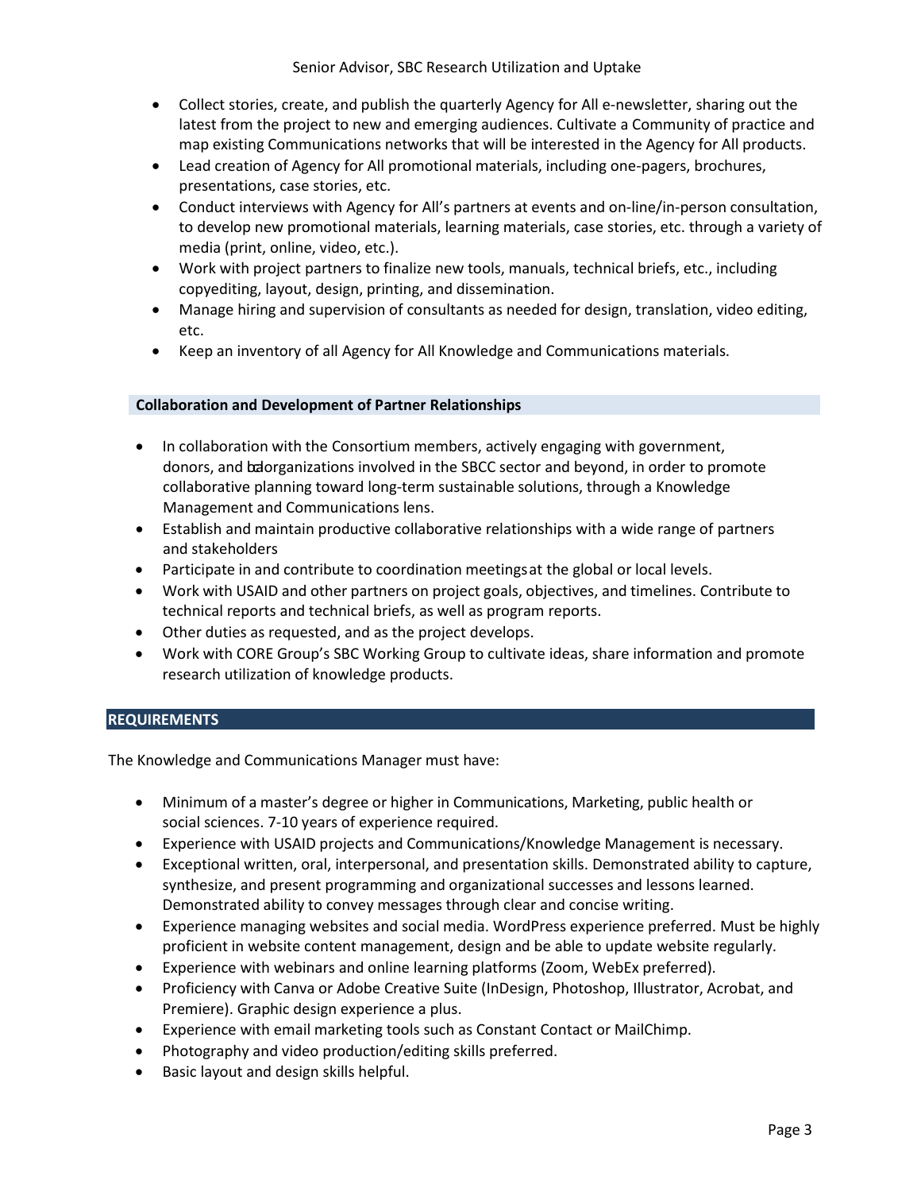- Collect stories, create, and publish the quarterly Agency for All e-newsletter, sharing out the latest from the project to new and emerging audiences. Cultivate a Community of practice and map existing Communications networks that will be interested in the Agency for All products.
- Lead creation of Agency for All promotional materials, including one-pagers, brochures, presentations, case stories, etc.
- Conduct interviews with Agency for All's partners at events and on-line/in-person consultation, to develop new promotional materials, learning materials, case stories, etc. through a variety of media (print, online, video, etc.).
- Work with project partners to finalize new tools, manuals, technical briefs, etc., including copyediting, layout, design, printing, and dissemination.
- Manage hiring and supervision of consultants as needed for design, translation, video editing, etc.
- Keep an inventory of all Agency for All Knowledge and Communications materials.

**Collaboration and Development of Partner Relationships**

- In collaboration with the Consortium members, actively engaging with government, donors, and local organizations involved in the SBCC sector and beyond, in order to promote collaborative planning toward long-term sustainable solutions, through a Knowledge Management and Communications lens.
- Establish and maintain productive collaborative relationships with a wide range of partners and stakeholders
- Participate in and contribute to coordination meetings at the global or local levels.
- Work with USAID and other partners on project goals, objectives, and timelines. Contribute to technical reports and technical briefs, as well as program reports.
- Other duties as requested, and as the project develops.
- Work with CORE Group's SBC Working Group to cultivate ideas, share information and promote research utilization of knowledge products.

## REQUIREMENTS

The Knowledge and Communications Manager must have:

- Minimum of a master's degree or higher in Communications, Marketing, public health or social sciences. 7-10 years of experience required.
- Experience with USAID projects and Communications/Knowledge Management is necessary.
- Exceptional written, oral, interpersonal, and presentation skills. Demonstrated ability to capture, synthesize, and present programming and organizational successes and lessons learned. Demonstrated ability to convey messages through clear and concise writing.
- Experience managing websites and social media. WordPress experience preferred. Must be highly proficient in website content management, design and be able to update website regularly.
- Experience with webinars and online learning platforms (Zoom, WebEx preferred).
- Proficiency with Canva or Adobe Creative Suite (InDesign, Photoshop, Illustrator, Acrobat, and Premiere). Graphic design experience a plus.
- Experience with email marketing tools such as Constant Contact or MailChimp.
- Photography and video production/editing skills preferred.
- Basic layout and design skills helpful.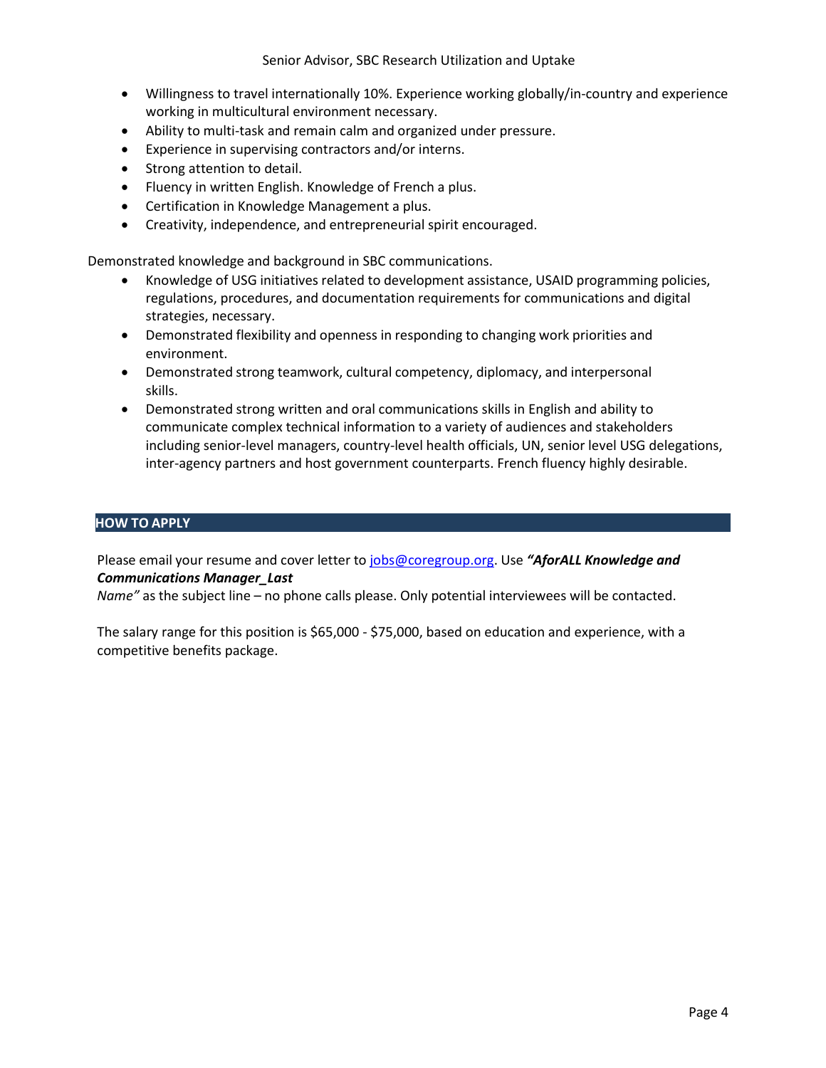- Willingness to travel internationally 10%. Experience working globally/in-country and experience working in multicultural environment necessary.
- Ability to multi-task and remain calm and organized under pressure.
- Experience in supervising contractors and/or interns.
- Strong attention to detail.
- Fluency in written English. Knowledge of French a plus.
- Certification in Knowledge Management a plus.
- Creativity, independence, and entrepreneurial spirit encouraged.

Demonstrated knowledge and background in SBC communications.

- Knowledge of USG initiatives related to development assistance, USAID programming policies, regulations, procedures, and documentation requirements for communications and digital strategies, necessary.
- Demonstrated flexibility and openness in responding to changing work priorities and environment.
- Demonstrated strong teamwork, cultural competency, diplomacy, and interpersonal skills.
- Demonstrated strong written and oral communications skills in English and ability to communicate complex technical information to a variety of audiences and stakeholders including senior-level managers, country-level health officials, UN, senior level USG delegations, inter-agency partners and host government counterparts. French fluency highly desirable.

## HOW TO APPLY

Please email your resume and cover letter to jobs@coregroup.org. Use ***"AforALL Knowledge and Communications Manager_Last Name"*** as the subject line – no phone calls please. Only potential interviewees will be contacted.

The salary range for this position is $65,000 - $75,000, based on education and experience, with a competitive benefits package.